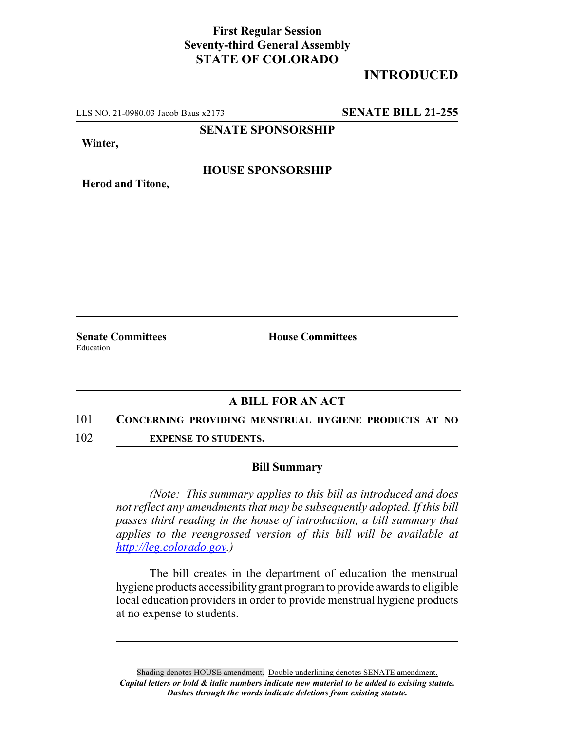**First Regular Session**
**Seventy-third General Assembly**
**STATE OF COLORADO**

# INTRODUCED

LLS NO. 21-0980.03 Jacob Baus x2173 **SENATE BILL 21-255**

**SENATE SPONSORSHIP**

**Winter,**

**HOUSE SPONSORSHIP**

**Herod and Titone,**

**Senate Committees**
Education

**House Committees**

## A BILL FOR AN ACT

101 **CONCERNING PROVIDING MENSTRUAL HYGIENE PRODUCTS AT NO**
102 **EXPENSE TO STUDENTS.**

### Bill Summary

*(Note: This summary applies to this bill as introduced and does not reflect any amendments that may be subsequently adopted. If this bill passes third reading in the house of introduction, a bill summary that applies to the reengrossed version of this bill will be available at http://leg.colorado.gov.)*

The bill creates in the department of education the menstrual hygiene products accessibility grant program to provide awards to eligible local education providers in order to provide menstrual hygiene products at no expense to students.

Shading denotes HOUSE amendment. Double underlining denotes SENATE amendment.
*Capital letters or bold & italic numbers indicate new material to be added to existing statute.*
*Dashes through the words indicate deletions from existing statute.*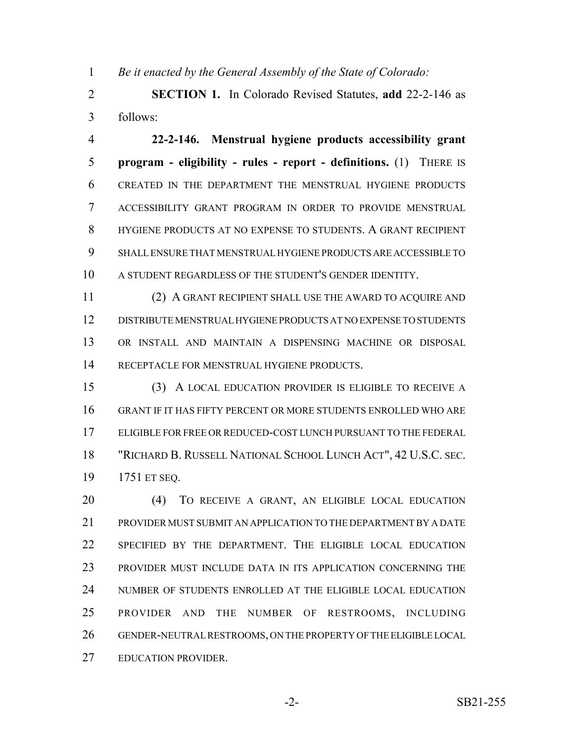*Be it enacted by the General Assembly of the State of Colorado:*

**SECTION 1.** In Colorado Revised Statutes, **add** 22-2-146 as follows:

**22-2-146. Menstrual hygiene products accessibility grant program - eligibility - rules - report - definitions.** (1) THERE IS CREATED IN THE DEPARTMENT THE MENSTRUAL HYGIENE PRODUCTS ACCESSIBILITY GRANT PROGRAM IN ORDER TO PROVIDE MENSTRUAL HYGIENE PRODUCTS AT NO EXPENSE TO STUDENTS. A GRANT RECIPIENT SHALL ENSURE THAT MENSTRUAL HYGIENE PRODUCTS ARE ACCESSIBLE TO A STUDENT REGARDLESS OF THE STUDENT'S GENDER IDENTITY.

(2) A GRANT RECIPIENT SHALL USE THE AWARD TO ACQUIRE AND DISTRIBUTE MENSTRUAL HYGIENE PRODUCTS AT NO EXPENSE TO STUDENTS OR INSTALL AND MAINTAIN A DISPENSING MACHINE OR DISPOSAL RECEPTACLE FOR MENSTRUAL HYGIENE PRODUCTS.

(3) A LOCAL EDUCATION PROVIDER IS ELIGIBLE TO RECEIVE A GRANT IF IT HAS FIFTY PERCENT OR MORE STUDENTS ENROLLED WHO ARE ELIGIBLE FOR FREE OR REDUCED-COST LUNCH PURSUANT TO THE FEDERAL "RICHARD B. RUSSELL NATIONAL SCHOOL LUNCH ACT", 42 U.S.C. SEC. 1751 ET SEQ.

(4) TO RECEIVE A GRANT, AN ELIGIBLE LOCAL EDUCATION PROVIDER MUST SUBMIT AN APPLICATION TO THE DEPARTMENT BY A DATE SPECIFIED BY THE DEPARTMENT. THE ELIGIBLE LOCAL EDUCATION PROVIDER MUST INCLUDE DATA IN ITS APPLICATION CONCERNING THE NUMBER OF STUDENTS ENROLLED AT THE ELIGIBLE LOCAL EDUCATION PROVIDER AND THE NUMBER OF RESTROOMS, INCLUDING GENDER-NEUTRAL RESTROOMS, ON THE PROPERTY OF THE ELIGIBLE LOCAL EDUCATION PROVIDER.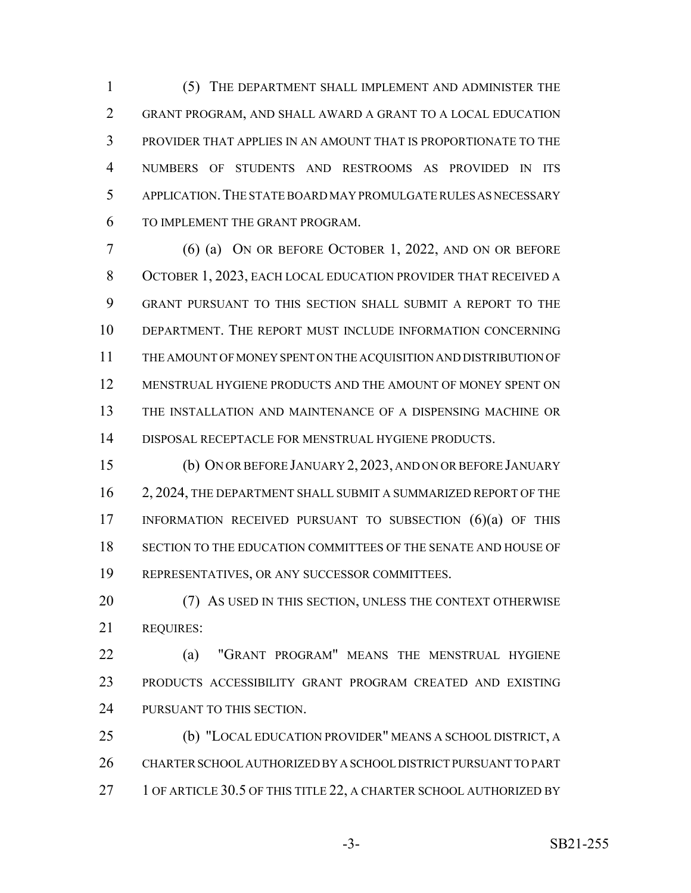(5) THE DEPARTMENT SHALL IMPLEMENT AND ADMINISTER THE GRANT PROGRAM, AND SHALL AWARD A GRANT TO A LOCAL EDUCATION PROVIDER THAT APPLIES IN AN AMOUNT THAT IS PROPORTIONATE TO THE NUMBERS OF STUDENTS AND RESTROOMS AS PROVIDED IN ITS APPLICATION. THE STATE BOARD MAY PROMULGATE RULES AS NECESSARY TO IMPLEMENT THE GRANT PROGRAM.

(6) (a) ON OR BEFORE OCTOBER 1, 2022, AND ON OR BEFORE OCTOBER 1, 2023, EACH LOCAL EDUCATION PROVIDER THAT RECEIVED A GRANT PURSUANT TO THIS SECTION SHALL SUBMIT A REPORT TO THE DEPARTMENT. THE REPORT MUST INCLUDE INFORMATION CONCERNING THE AMOUNT OF MONEY SPENT ON THE ACQUISITION AND DISTRIBUTION OF MENSTRUAL HYGIENE PRODUCTS AND THE AMOUNT OF MONEY SPENT ON THE INSTALLATION AND MAINTENANCE OF A DISPENSING MACHINE OR DISPOSAL RECEPTACLE FOR MENSTRUAL HYGIENE PRODUCTS.

(b) ON OR BEFORE JANUARY 2, 2023, AND ON OR BEFORE JANUARY 2, 2024, THE DEPARTMENT SHALL SUBMIT A SUMMARIZED REPORT OF THE INFORMATION RECEIVED PURSUANT TO SUBSECTION (6)(a) OF THIS SECTION TO THE EDUCATION COMMITTEES OF THE SENATE AND HOUSE OF REPRESENTATIVES, OR ANY SUCCESSOR COMMITTEES.

(7) AS USED IN THIS SECTION, UNLESS THE CONTEXT OTHERWISE REQUIRES:

(a) "GRANT PROGRAM" MEANS THE MENSTRUAL HYGIENE PRODUCTS ACCESSIBILITY GRANT PROGRAM CREATED AND EXISTING PURSUANT TO THIS SECTION.

(b) "LOCAL EDUCATION PROVIDER" MEANS A SCHOOL DISTRICT, A CHARTER SCHOOL AUTHORIZED BY A SCHOOL DISTRICT PURSUANT TO PART 1 OF ARTICLE 30.5 OF THIS TITLE 22, A CHARTER SCHOOL AUTHORIZED BY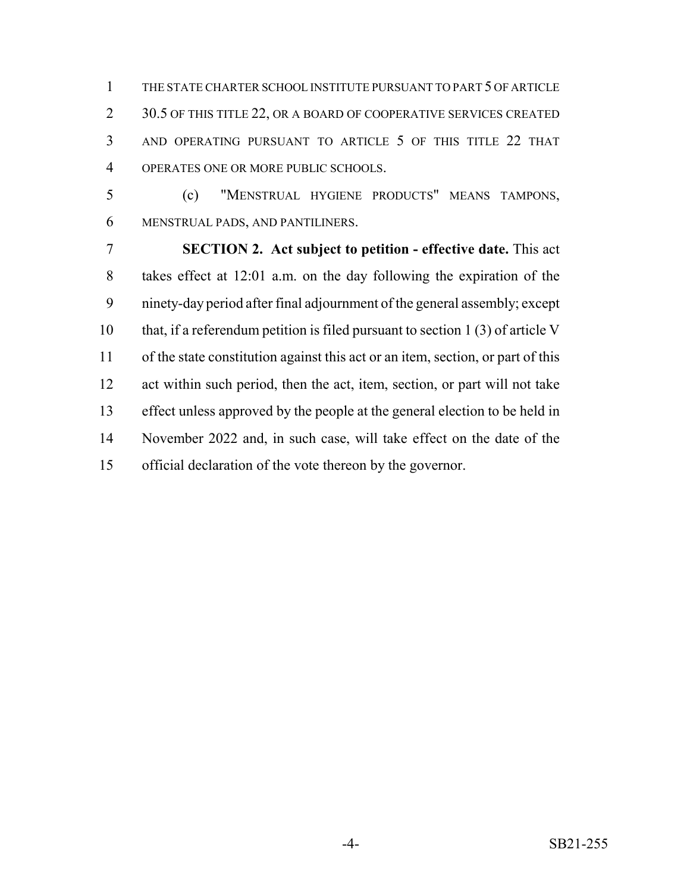THE STATE CHARTER SCHOOL INSTITUTE PURSUANT TO PART 5 OF ARTICLE 30.5 OF THIS TITLE 22, OR A BOARD OF COOPERATIVE SERVICES CREATED AND OPERATING PURSUANT TO ARTICLE 5 OF THIS TITLE 22 THAT OPERATES ONE OR MORE PUBLIC SCHOOLS.

(c) "MENSTRUAL HYGIENE PRODUCTS" MEANS TAMPONS, MENSTRUAL PADS, AND PANTILINERS.

**SECTION 2. Act subject to petition - effective date.** This act takes effect at 12:01 a.m. on the day following the expiration of the ninety-day period after final adjournment of the general assembly; except that, if a referendum petition is filed pursuant to section 1 (3) of article V of the state constitution against this act or an item, section, or part of this act within such period, then the act, item, section, or part will not take effect unless approved by the people at the general election to be held in November 2022 and, in such case, will take effect on the date of the official declaration of the vote thereon by the governor.